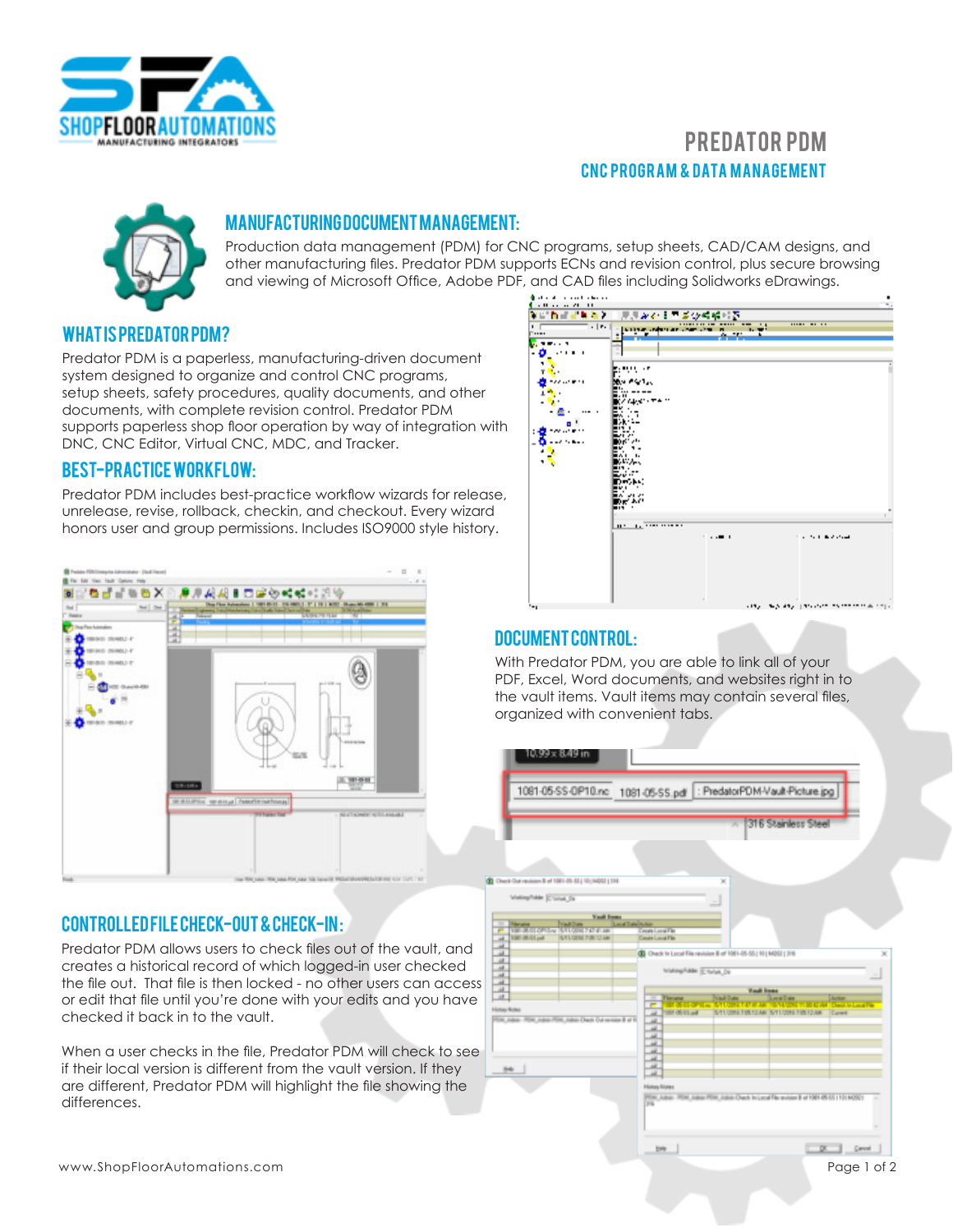# PREDATOR PDM

## CNC PROGRAM & DATA MANAGEMENT

## MANUFACTURING DOCUMENT MANAGEMENT:

Production data management (PDM) for CNC programs, setup sheets, CAD/CAM designs, and other manufacturing files. Predator PDM supports ECNs and revision control, plus secure browsing and viewing of Microsoft Office, Adobe PDF, and CAD files including Solidworks eDrawings.

## WHAT IS PREDATOR PDM?

Predator PDM is a paperless, manufacturing-driven document system designed to organize and control CNC programs, setup sheets, safety procedures, quality documents, and other documents, with complete revision control. Predator PDM supports paperless shop floor operation by way of integration with DNC, CNC Editor, Virtual CNC, MDC, and Tracker.

## BEST-PRACTICE WORKFLOW:

Predator PDM includes best-practice workflow wizards for release, unrelease, revise, rollback, checkin, and checkout. Every wizard honors user and group permissions. Includes ISO9000 style history.

## DOCUMENT CONTROL:

With Predator PDM, you are able to link all of your PDF, Excel, Word documents, and websites right in to the vault items. Vault items may contain several files, organized with convenient tabs.

## CONTROLLED FILE CHECK-OUT & CHECK-IN:

Predator PDM allows users to check files out of the vault, and creates a historical record of which logged-in user checked the file out. That file is then locked - no other users can access or edit that file until you're done with your edits and you have checked it back in to the vault.

When a user checks in the file, Predator PDM will check to see if their local version is different from the vault version. If they are different, Predator PDM will highlight the file showing the differences.

www.ShopFloorAutomations.com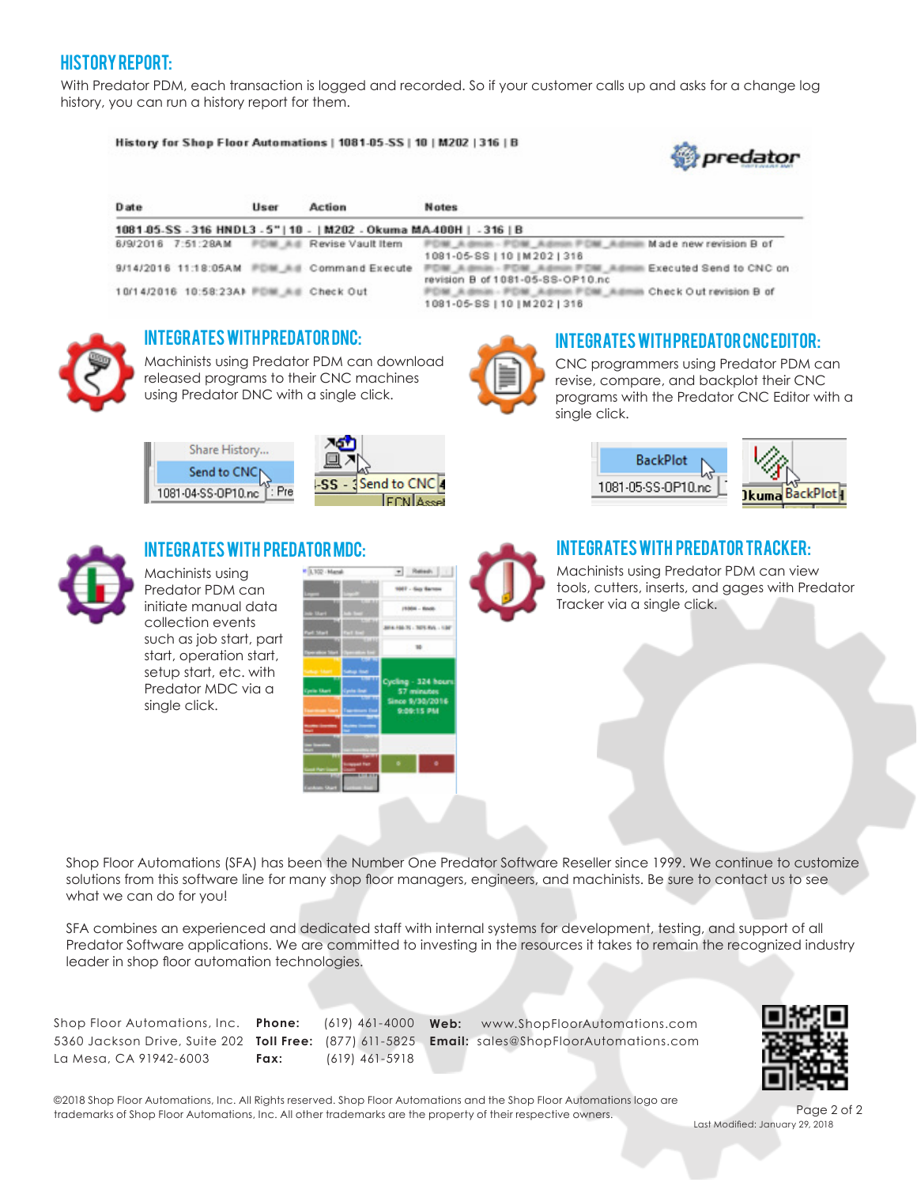## HISTORY REPORT:

With Predator PDM, each transaction is logged and recorded. So if your customer calls up and asks for a change log history, you can run a history report for them.

History for Shop Floor Automations | 1081-05-SS | 10 | M202 | 316 | B

| Date | User | Action | Notes |
|---|---|---|---|
| 1081-05-SS - 316 HNDL3 - 5" \| 10 - \| M202 - Okuma MA-400H \| - 316 \| B | | | |
| 6/9/2016 7:51:28AM | PDM_Ad | Revise Vault Item | PDM_Admin - PDM_Admin PDM_Admin Made new revision B of 1081-05-SS \| 10 \| M202 \| 316 |
| 9/14/2016 11:18:05AM | PDM_Ad | Command Execute | PDM_Admin - PDM_Admin PDM_Admin Executed Send to CNC on revision B of 1081-05-SS-OP10.nc |
| 10/14/2016 10:58:23AM | PDM_Ad | Check Out | PDM_Admin - PDM_Admin PDM_Admin Check Out revision B of 1081-05-SS \| 10 \| M202 \| 316 |

## INTEGRATES WITH PREDATOR DNC:

Machinists using Predator PDM can download released programs to their CNC machines using Predator DNC with a single click.

## INTEGRATES WITH PREDATOR CNC EDITOR:

CNC programmers using Predator PDM can revise, compare, and backplot their CNC programs with the Predator CNC Editor with a single click.

## INTEGRATES WITH PREDATOR MDC:

Machinists using Predator PDM can initiate manual data collection events such as job start, part start, operation start, setup start, etc. with Predator MDC via a single click.

## INTEGRATES WITH PREDATOR TRACKER:

Machinists using Predator PDM can view tools, cutters, inserts, and gages with Predator Tracker via a single click.

Shop Floor Automations (SFA) has been the Number One Predator Software Reseller since 1999. We continue to customize solutions from this software line for many shop floor managers, engineers, and machinists. Be sure to contact us to see what we can do for you!

SFA combines an experienced and dedicated staff with internal systems for development, testing, and support of all Predator Software applications. We are committed to investing in the resources it takes to remain the recognized industry leader in shop floor automation technologies.

Shop Floor Automations, Inc.
5360 Jackson Drive, Suite 202
La Mesa, CA 91942-6003

**Phone:** (619) 461-4000
**Toll Free:** (877) 611-5825
**Fax:** (619) 461-5918

**Web:** www.ShopFloorAutomations.com
**Email:** sales@ShopFloorAutomations.com

©2018 Shop Floor Automations, Inc. All Rights reserved. Shop Floor Automations and the Shop Floor Automations logo are trademarks of Shop Floor Automations, Inc. All other trademarks are the property of their respective owners.

Last Modified: January 29, 2018